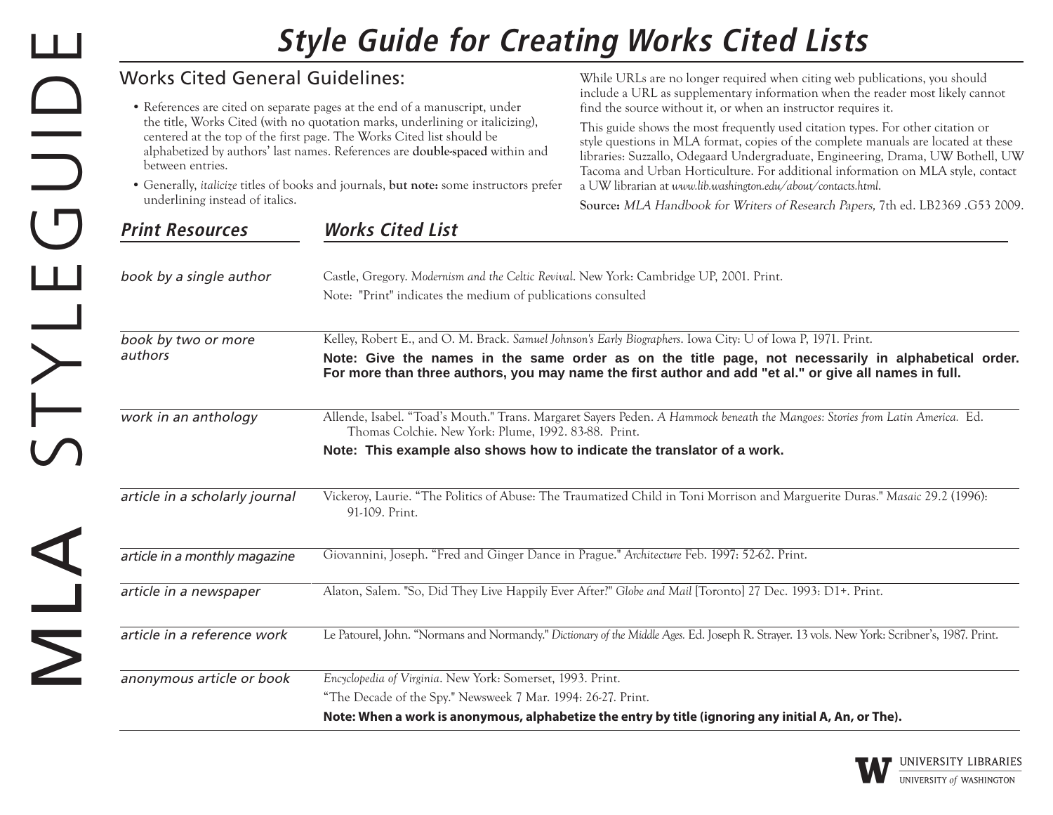# Style Guide for Creating Works Cited Lists

MLA STYLEGUIDE

## Works Cited General Guidelines:

- References are cited on separate pages at the end of a manuscript, under the title, Works Cited (with no quotation marks, underlining or italicizing), centered at the top of the first page. The Works Cited list should be alphabetized by authors' last names. References are **double-spaced** within and between entries.
- Generally, *italicize* titles of books and journals, **but note:** some instructors prefer underlining instead of italics.

While URLs are no longer required when citing web publications, you should include a URL as supplementary information when the reader most likely cannot find the source without it, or when an instructor requires it.

This guide shows the most frequently used citation types. For other citation or style questions in MLA format, copies of the complete manuals are located at these libraries: Suzzallo, Odegaard Undergraduate, Engineering, Drama, UW Bothell, UW Tacoma and Urban Horticulture. For additional information on MLA style, contact a UW librarian at *www.lib.washington.edu/about/contacts.html*.

**Source:** *MLA Handbook for Writers of Research Papers,* 7th ed. LB2369 .G53 2009.

| *Print Resources* | *Works Cited List* |
| --- | --- |
| *book by a single author* | Castle, Gregory. *Modernism and the Celtic Revival*. New York: Cambridge UP, 2001. Print.<br>Note: "Print" indicates the medium of publications consulted |
| *book by two or more authors* | Kelley, Robert E., and O. M. Brack. *Samuel Johnson's Early Biographers*. Iowa City: U of Iowa P, 1971. Print.<br>**Note: Give the names in the same order as on the title page, not necessarily in alphabetical order. For more than three authors, you may name the first author and add "et al." or give all names in full.** |
| *work in an anthology* | Allende, Isabel. "Toad's Mouth." Trans. Margaret Sayers Peden. *A Hammock beneath the Mangoes: Stories from Latin America.* Ed. Thomas Colchie. New York: Plume, 1992. 83-88. Print.<br>**Note: This example also shows how to indicate the translator of a work.** |
| *article in a scholarly journal* | Vickeroy, Laurie. "The Politics of Abuse: The Traumatized Child in Toni Morrison and Marguerite Duras." *Masaic* 29.2 (1996): 91-109. Print. |
| *article in a monthly magazine* | Giovannini, Joseph. "Fred and Ginger Dance in Prague." *Architecture* Feb. 1997: 52-62. Print. |
| *article in a newspaper* | Alaton, Salem. "So, Did They Live Happily Ever After?" *Globe and Mail* [Toronto] 27 Dec. 1993: D1+. Print. |
| *article in a reference work* | Le Patourel, John. "Normans and Normandy." *Dictionary of the Middle Ages.* Ed. Joseph R. Strayer. 13 vols. New York: Scribner's, 1987. Print. |
| *anonymous article or book* | *Encyclopedia of Virginia*. New York: Somerset, 1993. Print.<br>"The Decade of the Spy." Newsweek 7 Mar. 1994: 26-27. Print.<br>**Note: When a work is anonymous, alphabetize the entry by title (ignoring any initial A, An, or The).** |

UNIVERSITY LIBRARIES
UNIVERSITY *of* WASHINGTON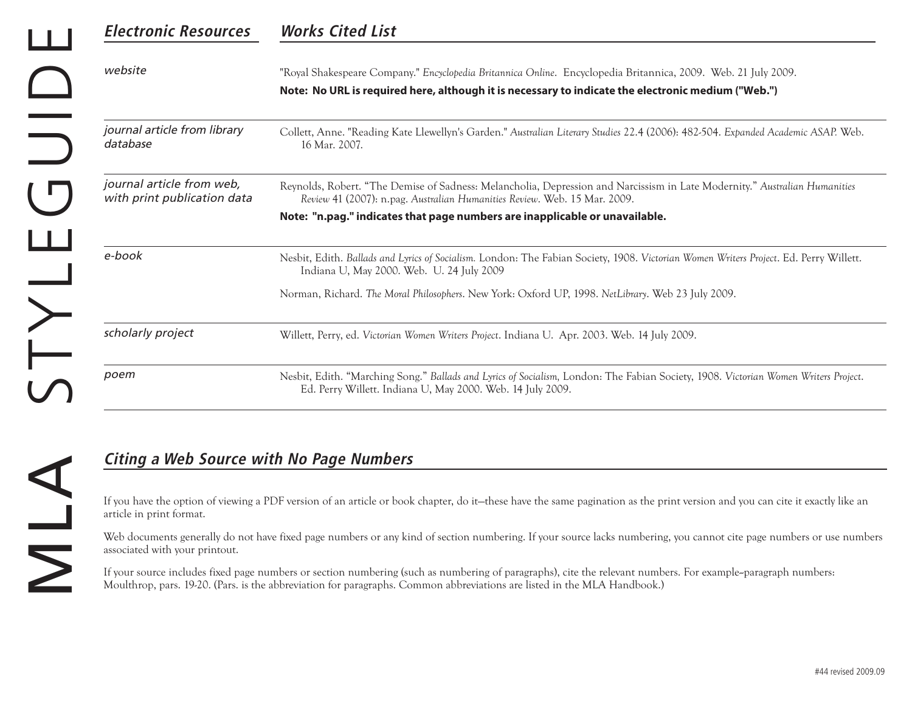| *Electronic Resources* | *Works Cited List* |
| --- | --- |
| *website* | "Royal Shakespeare Company." *Encyclopedia Britannica Online*. Encyclopedia Britannica, 2009. Web. 21 July 2009. **Note: No URL is required here, although it is necessary to indicate the electronic medium ("Web.")** |
| *journal article from library database* | Collett, Anne. "Reading Kate Llewellyn's Garden." *Australian Literary Studies* 22.4 (2006): 482-504. *Expanded Academic ASAP.* Web. 16 Mar. 2007. |
| *journal article from web, with print publication data* | Reynolds, Robert. "The Demise of Sadness: Melancholia, Depression and Narcissism in Late Modernity." *Australian Humanities Review* 41 (2007): n.pag. *Australian Humanities Review*. Web. 15 Mar. 2009. **Note: "n.pag." indicates that page numbers are inapplicable or unavailable.** |
| *e-book* | Nesbit, Edith. *Ballads and Lyrics of Socialism.* London: The Fabian Society, 1908. *Victorian Women Writers Project*. Ed. Perry Willett. Indiana U, May 2000. Web. U. 24 July 2009<br><br>Norman, Richard. *The Moral Philosophers*. New York: Oxford UP, 1998. *NetLibrary*. Web 23 July 2009. |
| *scholarly project* | Willett, Perry, ed. *Victorian Women Writers Project*. Indiana U. Apr. 2003. Web. 14 July 2009. |
| *poem* | Nesbit, Edith. "Marching Song." *Ballads and Lyrics of Socialism,* London: The Fabian Society, 1908. *Victorian Women Writers Project*. Ed. Perry Willett. Indiana U, May 2000. Web. 14 July 2009. |

## *Citing a Web Source with No Page Numbers*

If you have the option of viewing a PDF version of an article or book chapter, do it—these have the same pagination as the print version and you can cite it exactly like an article in print format.

Web documents generally do not have fixed page numbers or any kind of section numbering. If your source lacks numbering, you cannot cite page numbers or use numbers associated with your printout.

If your source includes fixed page numbers or section numbering (such as numbering of paragraphs), cite the relevant numbers. For example–paragraph numbers: Moulthrop, pars. 19-20. (Pars. is the abbreviation for paragraphs. Common abbreviations are listed in the MLA Handbook.)

#44 revised 2009.09